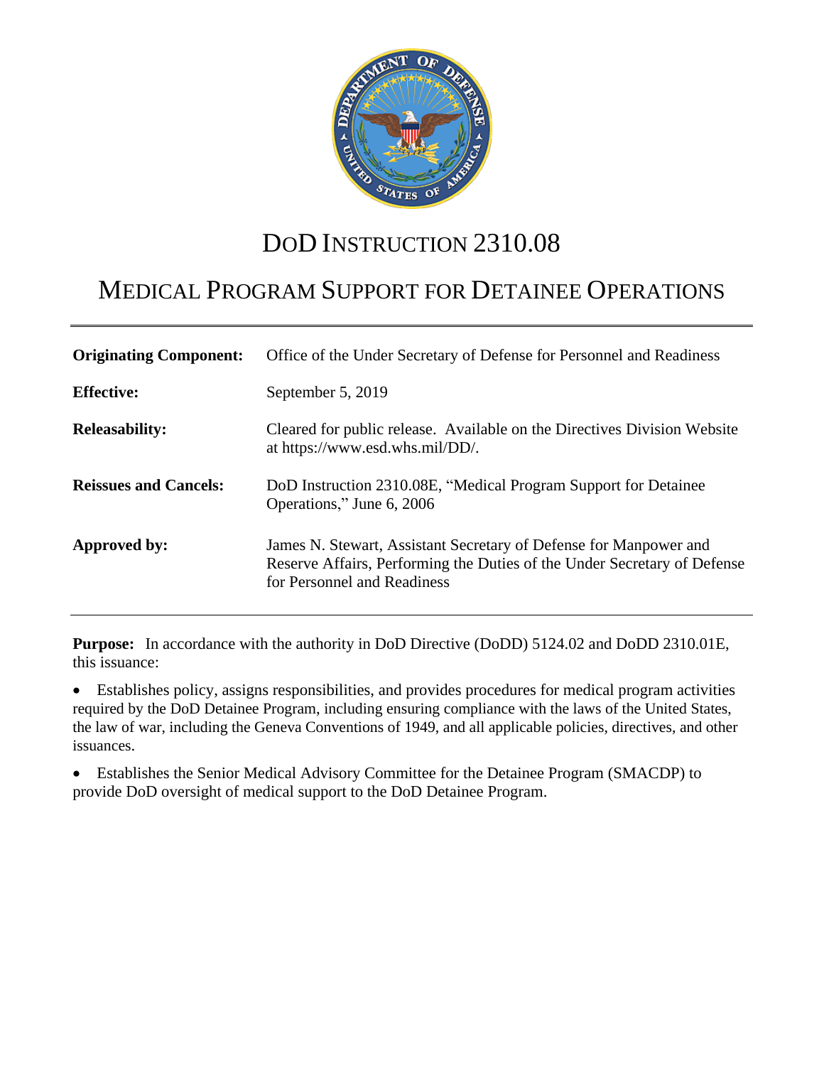# DoD INSTRUCTION 2310.08

## MEDICAL PROGRAM SUPPORT FOR DETAINEE OPERATIONS

| | |
|---|---|
| **Originating Component:** | Office of the Under Secretary of Defense for Personnel and Readiness |
| **Effective:** | September 5, 2019 |
| **Releasability:** | Cleared for public release. Available on the Directives Division Website at https://www.esd.whs.mil/DD/. |
| **Reissues and Cancels:** | DoD Instruction 2310.08E, "Medical Program Support for Detainee Operations," June 6, 2006 |
| **Approved by:** | James N. Stewart, Assistant Secretary of Defense for Manpower and Reserve Affairs, Performing the Duties of the Under Secretary of Defense for Personnel and Readiness |

**Purpose:** In accordance with the authority in DoD Directive (DoDD) 5124.02 and DoDD 2310.01E, this issuance:

- Establishes policy, assigns responsibilities, and provides procedures for medical program activities required by the DoD Detainee Program, including ensuring compliance with the laws of the United States, the law of war, including the Geneva Conventions of 1949, and all applicable policies, directives, and other issuances.

- Establishes the Senior Medical Advisory Committee for the Detainee Program (SMACDP) to provide DoD oversight of medical support to the DoD Detainee Program.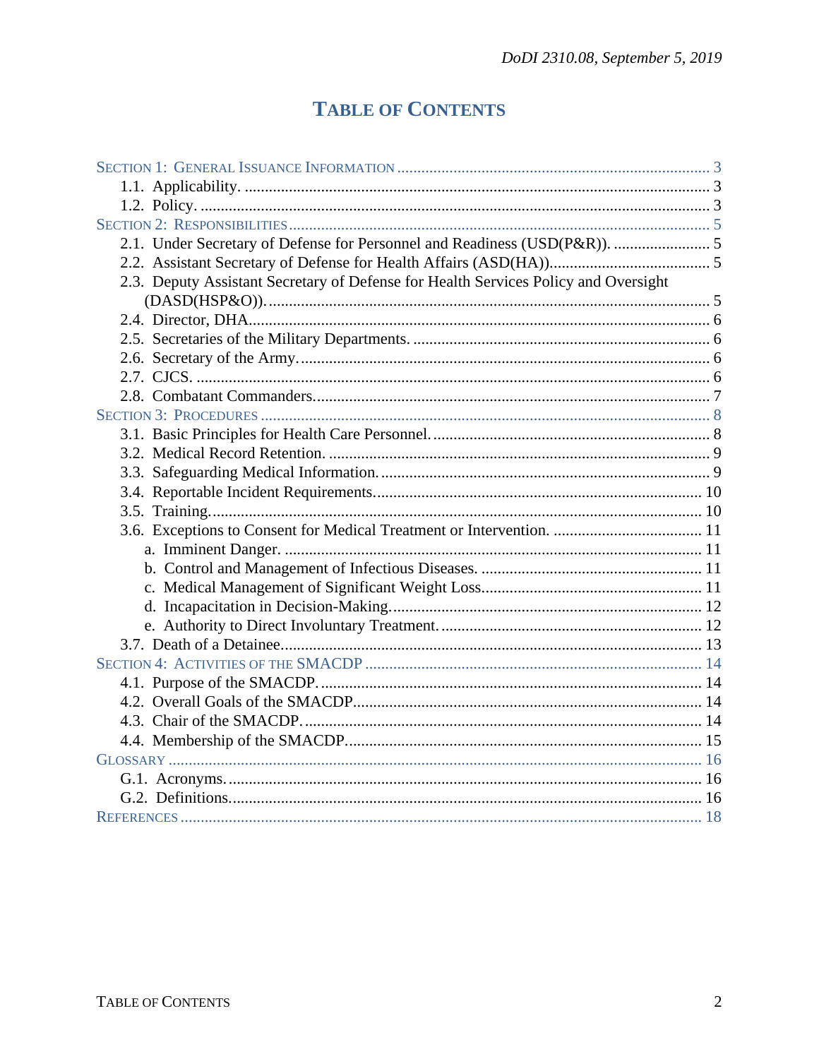# TABLE OF CONTENTS

SECTION 1: GENERAL ISSUANCE INFORMATION ... 3
- 1.1. Applicability. ... 3
- 1.2. Policy. ... 3

SECTION 2: RESPONSIBILITIES ... 5
- 2.1. Under Secretary of Defense for Personnel and Readiness (USD(P&R)). ... 5
- 2.2. Assistant Secretary of Defense for Health Affairs (ASD(HA)). ... 5
- 2.3. Deputy Assistant Secretary of Defense for Health Services Policy and Oversight (DASD(HSP&O)). ... 5
- 2.4. Director, DHA. ... 6
- 2.5. Secretaries of the Military Departments. ... 6
- 2.6. Secretary of the Army. ... 6
- 2.7. CJCS. ... 6
- 2.8. Combatant Commanders. ... 7

SECTION 3: PROCEDURES ... 8
- 3.1. Basic Principles for Health Care Personnel. ... 8
- 3.2. Medical Record Retention. ... 9
- 3.3. Safeguarding Medical Information. ... 9
- 3.4. Reportable Incident Requirements. ... 10
- 3.5. Training. ... 10
- 3.6. Exceptions to Consent for Medical Treatment or Intervention. ... 11
  - a. Imminent Danger. ... 11
  - b. Control and Management of Infectious Diseases. ... 11
  - c. Medical Management of Significant Weight Loss. ... 11
  - d. Incapacitation in Decision-Making. ... 12
  - e. Authority to Direct Involuntary Treatment. ... 12
- 3.7. Death of a Detainee. ... 13

SECTION 4: ACTIVITIES OF THE SMACDP ... 14
- 4.1. Purpose of the SMACDP. ... 14
- 4.2. Overall Goals of the SMACDP. ... 14
- 4.3. Chair of the SMACDP. ... 14
- 4.4. Membership of the SMACDP. ... 15

GLOSSARY ... 16
- G.1. Acronyms. ... 16
- G.2. Definitions. ... 16

REFERENCES ... 18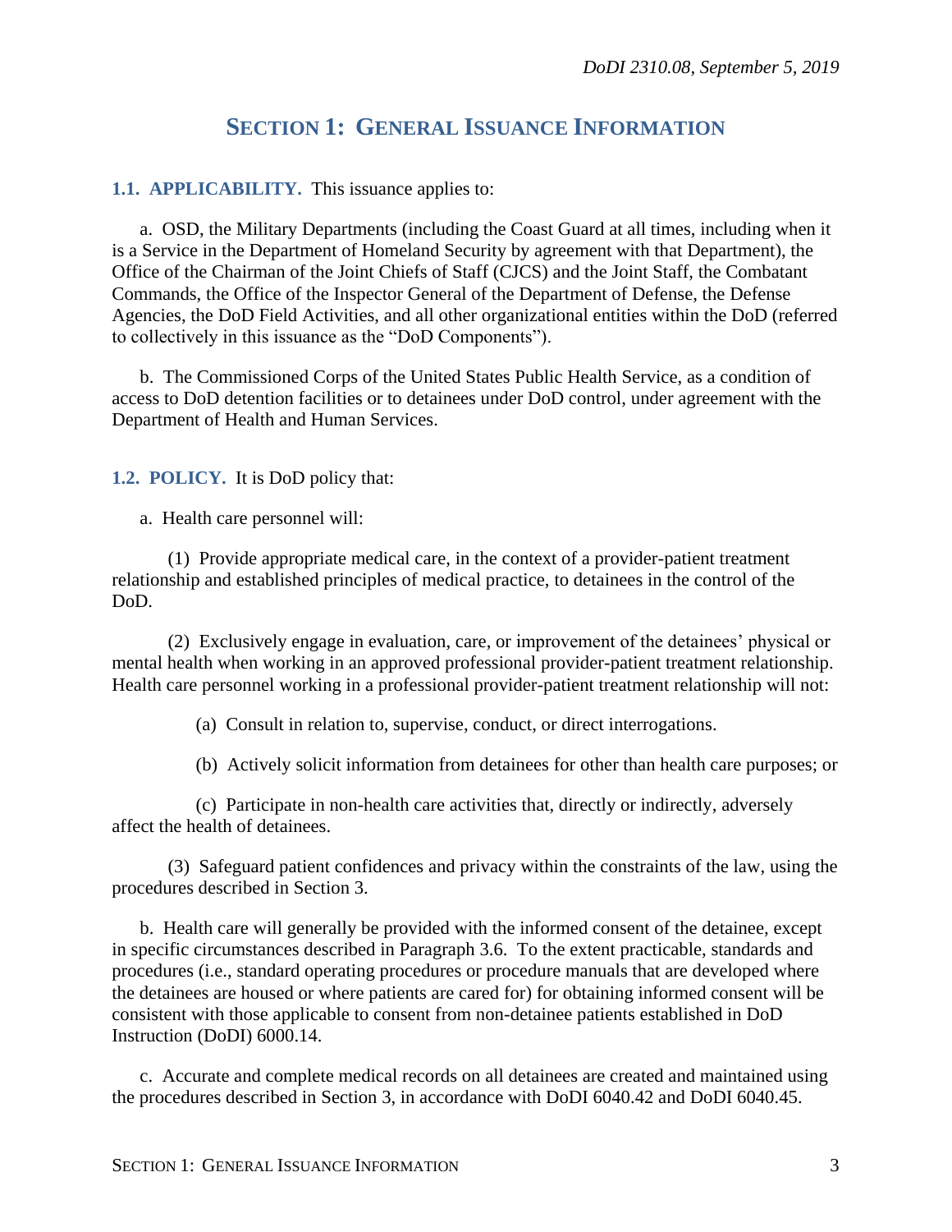## SECTION 1: GENERAL ISSUANCE INFORMATION

**1.1. APPLICABILITY.** This issuance applies to:

a. OSD, the Military Departments (including the Coast Guard at all times, including when it is a Service in the Department of Homeland Security by agreement with that Department), the Office of the Chairman of the Joint Chiefs of Staff (CJCS) and the Joint Staff, the Combatant Commands, the Office of the Inspector General of the Department of Defense, the Defense Agencies, the DoD Field Activities, and all other organizational entities within the DoD (referred to collectively in this issuance as the "DoD Components").

b. The Commissioned Corps of the United States Public Health Service, as a condition of access to DoD detention facilities or to detainees under DoD control, under agreement with the Department of Health and Human Services.

**1.2. POLICY.** It is DoD policy that:

a. Health care personnel will:

(1) Provide appropriate medical care, in the context of a provider-patient treatment relationship and established principles of medical practice, to detainees in the control of the DoD.

(2) Exclusively engage in evaluation, care, or improvement of the detainees' physical or mental health when working in an approved professional provider-patient treatment relationship. Health care personnel working in a professional provider-patient treatment relationship will not:

(a) Consult in relation to, supervise, conduct, or direct interrogations.

(b) Actively solicit information from detainees for other than health care purposes; or

(c) Participate in non-health care activities that, directly or indirectly, adversely affect the health of detainees.

(3) Safeguard patient confidences and privacy within the constraints of the law, using the procedures described in Section 3.

b. Health care will generally be provided with the informed consent of the detainee, except in specific circumstances described in Paragraph 3.6. To the extent practicable, standards and procedures (i.e., standard operating procedures or procedure manuals that are developed where the detainees are housed or where patients are cared for) for obtaining informed consent will be consistent with those applicable to consent from non-detainee patients established in DoD Instruction (DoDI) 6000.14.

c. Accurate and complete medical records on all detainees are created and maintained using the procedures described in Section 3, in accordance with DoDI 6040.42 and DoDI 6040.45.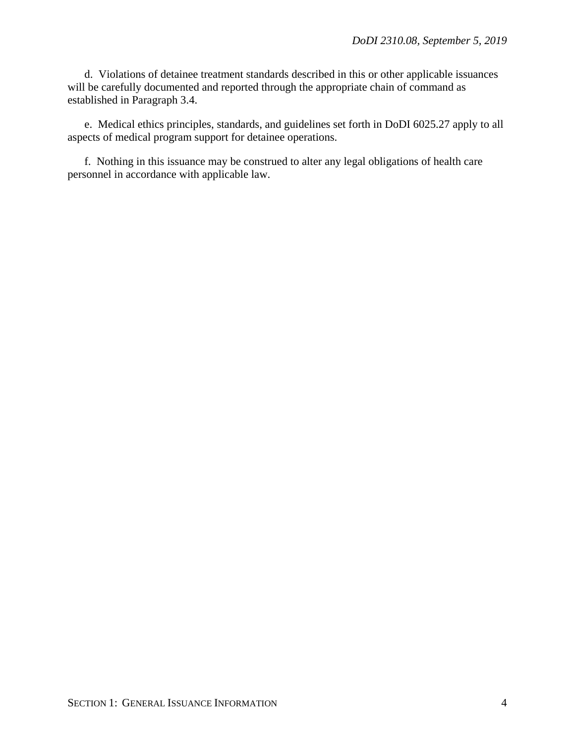d. Violations of detainee treatment standards described in this or other applicable issuances will be carefully documented and reported through the appropriate chain of command as established in Paragraph 3.4.

e. Medical ethics principles, standards, and guidelines set forth in DoDI 6025.27 apply to all aspects of medical program support for detainee operations.

f. Nothing in this issuance may be construed to alter any legal obligations of health care personnel in accordance with applicable law.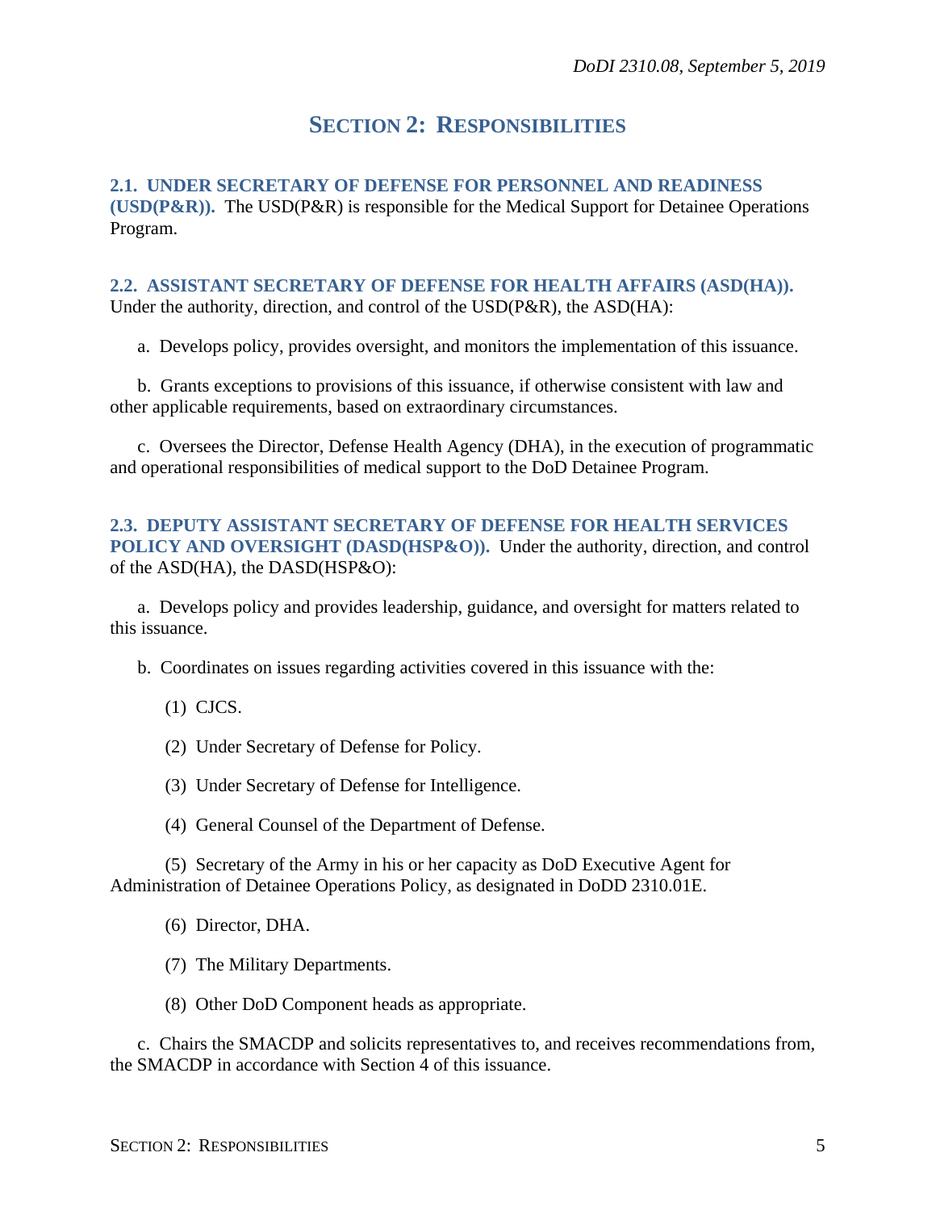# SECTION 2: RESPONSIBILITIES

**2.1. UNDER SECRETARY OF DEFENSE FOR PERSONNEL AND READINESS (USD(P&R)).** The USD(P&R) is responsible for the Medical Support for Detainee Operations Program.

**2.2. ASSISTANT SECRETARY OF DEFENSE FOR HEALTH AFFAIRS (ASD(HA)).** Under the authority, direction, and control of the USD(P&R), the ASD(HA):

a. Develops policy, provides oversight, and monitors the implementation of this issuance.

b. Grants exceptions to provisions of this issuance, if otherwise consistent with law and other applicable requirements, based on extraordinary circumstances.

c. Oversees the Director, Defense Health Agency (DHA), in the execution of programmatic and operational responsibilities of medical support to the DoD Detainee Program.

**2.3. DEPUTY ASSISTANT SECRETARY OF DEFENSE FOR HEALTH SERVICES POLICY AND OVERSIGHT (DASD(HSP&O)).** Under the authority, direction, and control of the ASD(HA), the DASD(HSP&O):

a. Develops policy and provides leadership, guidance, and oversight for matters related to this issuance.

b. Coordinates on issues regarding activities covered in this issuance with the:

(1) CJCS.

(2) Under Secretary of Defense for Policy.

(3) Under Secretary of Defense for Intelligence.

(4) General Counsel of the Department of Defense.

(5) Secretary of the Army in his or her capacity as DoD Executive Agent for Administration of Detainee Operations Policy, as designated in DoDD 2310.01E.

(6) Director, DHA.

(7) The Military Departments.

(8) Other DoD Component heads as appropriate.

c. Chairs the SMACDP and solicits representatives to, and receives recommendations from, the SMACDP in accordance with Section 4 of this issuance.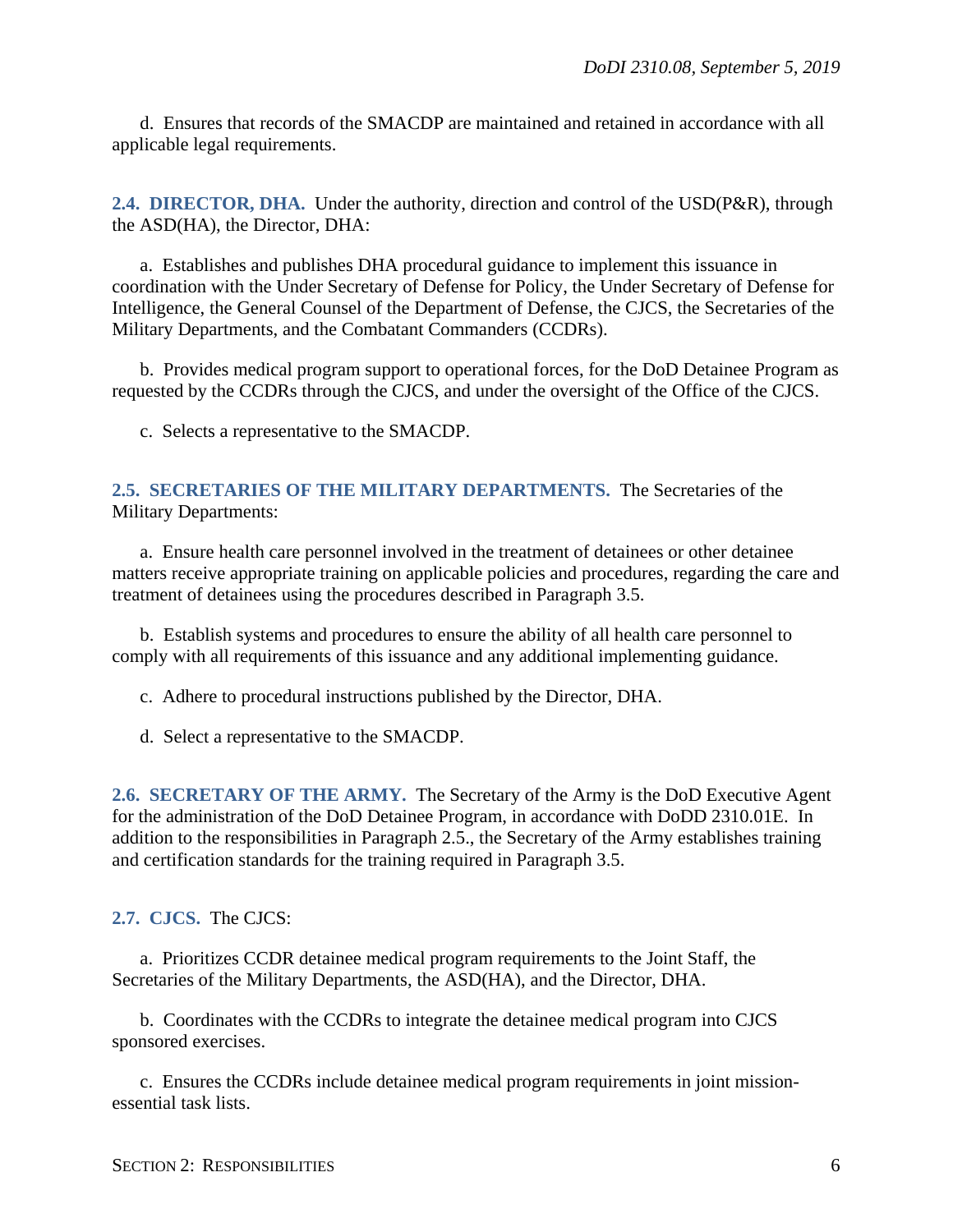d. Ensures that records of the SMACDP are maintained and retained in accordance with all applicable legal requirements.

**2.4. DIRECTOR, DHA.** Under the authority, direction and control of the USD(P&R), through the ASD(HA), the Director, DHA:

a. Establishes and publishes DHA procedural guidance to implement this issuance in coordination with the Under Secretary of Defense for Policy, the Under Secretary of Defense for Intelligence, the General Counsel of the Department of Defense, the CJCS, the Secretaries of the Military Departments, and the Combatant Commanders (CCDRs).

b. Provides medical program support to operational forces, for the DoD Detainee Program as requested by the CCDRs through the CJCS, and under the oversight of the Office of the CJCS.

c. Selects a representative to the SMACDP.

**2.5. SECRETARIES OF THE MILITARY DEPARTMENTS.** The Secretaries of the Military Departments:

a. Ensure health care personnel involved in the treatment of detainees or other detainee matters receive appropriate training on applicable policies and procedures, regarding the care and treatment of detainees using the procedures described in Paragraph 3.5.

b. Establish systems and procedures to ensure the ability of all health care personnel to comply with all requirements of this issuance and any additional implementing guidance.

c. Adhere to procedural instructions published by the Director, DHA.

d. Select a representative to the SMACDP.

**2.6. SECRETARY OF THE ARMY.** The Secretary of the Army is the DoD Executive Agent for the administration of the DoD Detainee Program, in accordance with DoDD 2310.01E. In addition to the responsibilities in Paragraph 2.5., the Secretary of the Army establishes training and certification standards for the training required in Paragraph 3.5.

**2.7. CJCS.** The CJCS:

a. Prioritizes CCDR detainee medical program requirements to the Joint Staff, the Secretaries of the Military Departments, the ASD(HA), and the Director, DHA.

b. Coordinates with the CCDRs to integrate the detainee medical program into CJCS sponsored exercises.

c. Ensures the CCDRs include detainee medical program requirements in joint mission-essential task lists.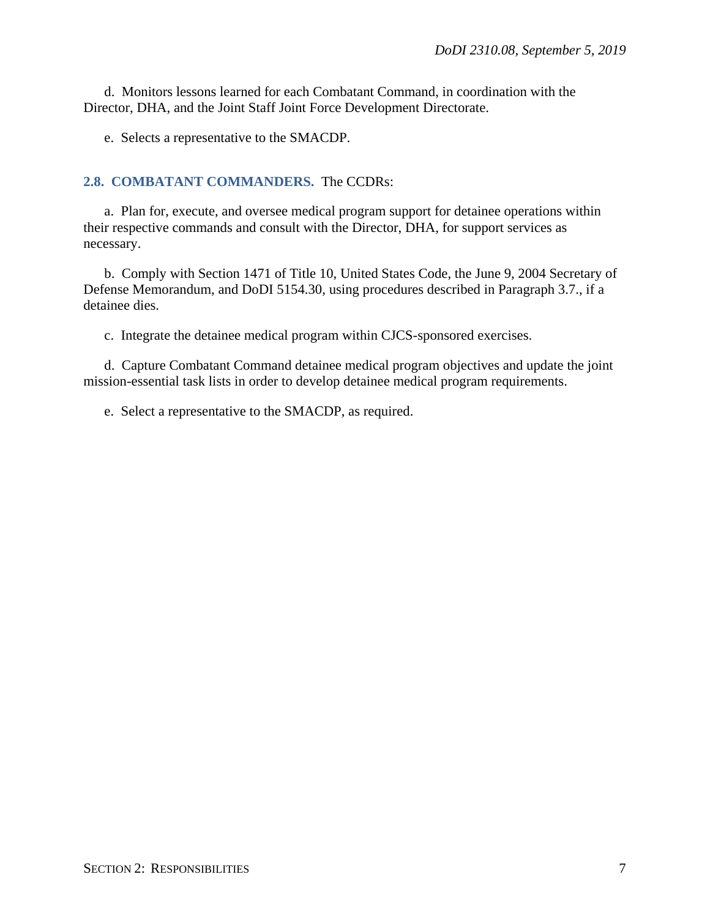d. Monitors lessons learned for each Combatant Command, in coordination with the Director, DHA, and the Joint Staff Joint Force Development Directorate.

e. Selects a representative to the SMACDP.

## 2.8. COMBATANT COMMANDERS.

The CCDRs:

a. Plan for, execute, and oversee medical program support for detainee operations within their respective commands and consult with the Director, DHA, for support services as necessary.

b. Comply with Section 1471 of Title 10, United States Code, the June 9, 2004 Secretary of Defense Memorandum, and DoDI 5154.30, using procedures described in Paragraph 3.7., if a detainee dies.

c. Integrate the detainee medical program within CJCS-sponsored exercises.

d. Capture Combatant Command detainee medical program objectives and update the joint mission-essential task lists in order to develop detainee medical program requirements.

e. Select a representative to the SMACDP, as required.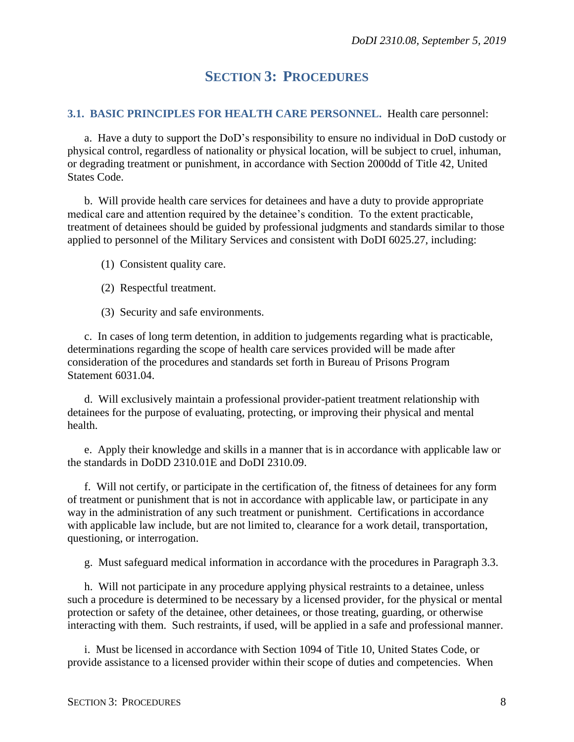# SECTION 3: PROCEDURES

**3.1. BASIC PRINCIPLES FOR HEALTH CARE PERSONNEL.** Health care personnel:

a. Have a duty to support the DoD's responsibility to ensure no individual in DoD custody or physical control, regardless of nationality or physical location, will be subject to cruel, inhuman, or degrading treatment or punishment, in accordance with Section 2000dd of Title 42, United States Code.

b. Will provide health care services for detainees and have a duty to provide appropriate medical care and attention required by the detainee's condition. To the extent practicable, treatment of detainees should be guided by professional judgments and standards similar to those applied to personnel of the Military Services and consistent with DoDI 6025.27, including:

(1) Consistent quality care.

(2) Respectful treatment.

(3) Security and safe environments.

c. In cases of long term detention, in addition to judgements regarding what is practicable, determinations regarding the scope of health care services provided will be made after consideration of the procedures and standards set forth in Bureau of Prisons Program Statement 6031.04.

d. Will exclusively maintain a professional provider-patient treatment relationship with detainees for the purpose of evaluating, protecting, or improving their physical and mental health.

e. Apply their knowledge and skills in a manner that is in accordance with applicable law or the standards in DoDD 2310.01E and DoDI 2310.09.

f. Will not certify, or participate in the certification of, the fitness of detainees for any form of treatment or punishment that is not in accordance with applicable law, or participate in any way in the administration of any such treatment or punishment. Certifications in accordance with applicable law include, but are not limited to, clearance for a work detail, transportation, questioning, or interrogation.

g. Must safeguard medical information in accordance with the procedures in Paragraph 3.3.

h. Will not participate in any procedure applying physical restraints to a detainee, unless such a procedure is determined to be necessary by a licensed provider, for the physical or mental protection or safety of the detainee, other detainees, or those treating, guarding, or otherwise interacting with them. Such restraints, if used, will be applied in a safe and professional manner.

i. Must be licensed in accordance with Section 1094 of Title 10, United States Code, or provide assistance to a licensed provider within their scope of duties and competencies. When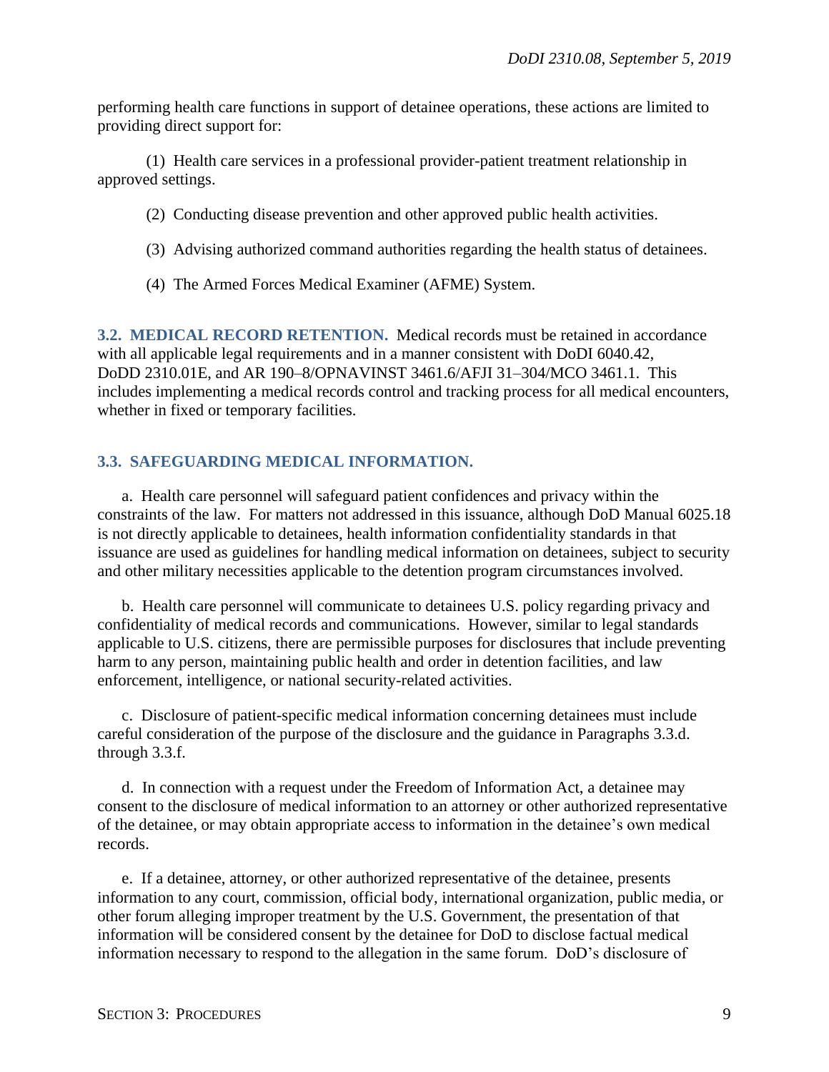performing health care functions in support of detainee operations, these actions are limited to providing direct support for:

(1) Health care services in a professional provider-patient treatment relationship in approved settings.

(2) Conducting disease prevention and other approved public health activities.

(3) Advising authorized command authorities regarding the health status of detainees.

(4) The Armed Forces Medical Examiner (AFME) System.

## 3.2. MEDICAL RECORD RETENTION.

Medical records must be retained in accordance with all applicable legal requirements and in a manner consistent with DoDI 6040.42, DoDD 2310.01E, and AR 190–8/OPNAVINST 3461.6/AFJI 31–304/MCO 3461.1. This includes implementing a medical records control and tracking process for all medical encounters, whether in fixed or temporary facilities.

## 3.3. SAFEGUARDING MEDICAL INFORMATION.

a. Health care personnel will safeguard patient confidences and privacy within the constraints of the law. For matters not addressed in this issuance, although DoD Manual 6025.18 is not directly applicable to detainees, health information confidentiality standards in that issuance are used as guidelines for handling medical information on detainees, subject to security and other military necessities applicable to the detention program circumstances involved.

b. Health care personnel will communicate to detainees U.S. policy regarding privacy and confidentiality of medical records and communications. However, similar to legal standards applicable to U.S. citizens, there are permissible purposes for disclosures that include preventing harm to any person, maintaining public health and order in detention facilities, and law enforcement, intelligence, or national security-related activities.

c. Disclosure of patient-specific medical information concerning detainees must include careful consideration of the purpose of the disclosure and the guidance in Paragraphs 3.3.d. through 3.3.f.

d. In connection with a request under the Freedom of Information Act, a detainee may consent to the disclosure of medical information to an attorney or other authorized representative of the detainee, or may obtain appropriate access to information in the detainee's own medical records.

e. If a detainee, attorney, or other authorized representative of the detainee, presents information to any court, commission, official body, international organization, public media, or other forum alleging improper treatment by the U.S. Government, the presentation of that information will be considered consent by the detainee for DoD to disclose factual medical information necessary to respond to the allegation in the same forum. DoD's disclosure of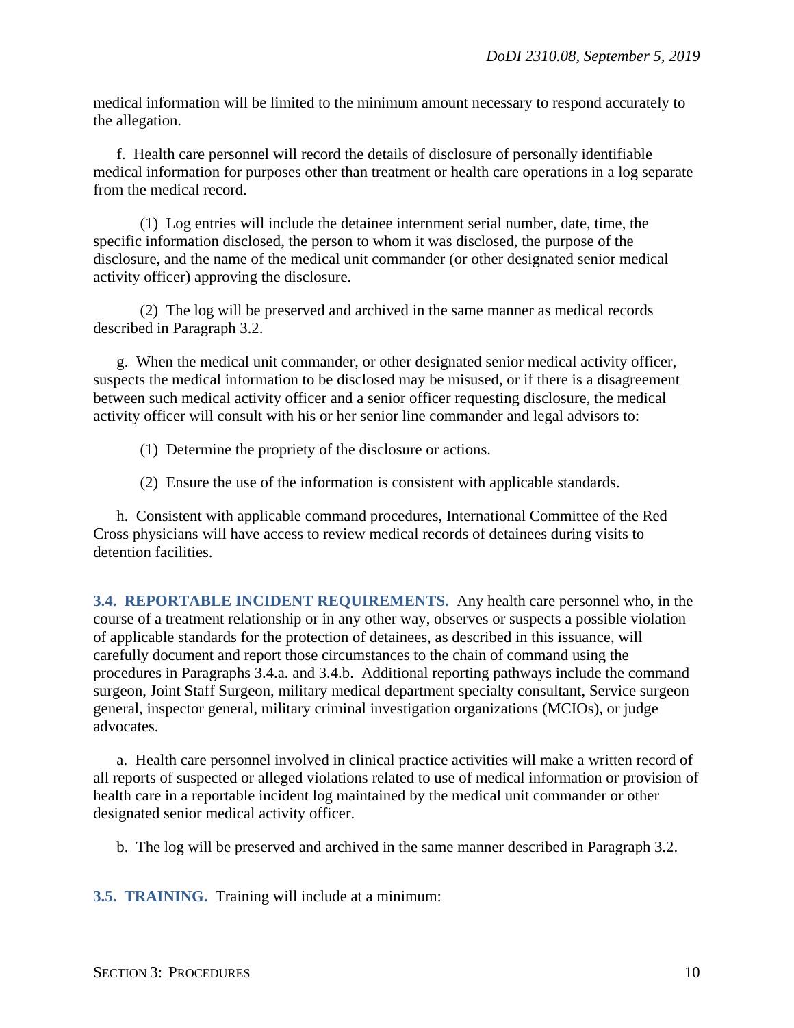medical information will be limited to the minimum amount necessary to respond accurately to the allegation.

f. Health care personnel will record the details of disclosure of personally identifiable medical information for purposes other than treatment or health care operations in a log separate from the medical record.

(1) Log entries will include the detainee internment serial number, date, time, the specific information disclosed, the person to whom it was disclosed, the purpose of the disclosure, and the name of the medical unit commander (or other designated senior medical activity officer) approving the disclosure.

(2) The log will be preserved and archived in the same manner as medical records described in Paragraph 3.2.

g. When the medical unit commander, or other designated senior medical activity officer, suspects the medical information to be disclosed may be misused, or if there is a disagreement between such medical activity officer and a senior officer requesting disclosure, the medical activity officer will consult with his or her senior line commander and legal advisors to:

(1) Determine the propriety of the disclosure or actions.

(2) Ensure the use of the information is consistent with applicable standards.

h. Consistent with applicable command procedures, International Committee of the Red Cross physicians will have access to review medical records of detainees during visits to detention facilities.

**3.4. REPORTABLE INCIDENT REQUIREMENTS.** Any health care personnel who, in the course of a treatment relationship or in any other way, observes or suspects a possible violation of applicable standards for the protection of detainees, as described in this issuance, will carefully document and report those circumstances to the chain of command using the procedures in Paragraphs 3.4.a. and 3.4.b. Additional reporting pathways include the command surgeon, Joint Staff Surgeon, military medical department specialty consultant, Service surgeon general, inspector general, military criminal investigation organizations (MCIOs), or judge advocates.

a. Health care personnel involved in clinical practice activities will make a written record of all reports of suspected or alleged violations related to use of medical information or provision of health care in a reportable incident log maintained by the medical unit commander or other designated senior medical activity officer.

b. The log will be preserved and archived in the same manner described in Paragraph 3.2.

**3.5. TRAINING.** Training will include at a minimum: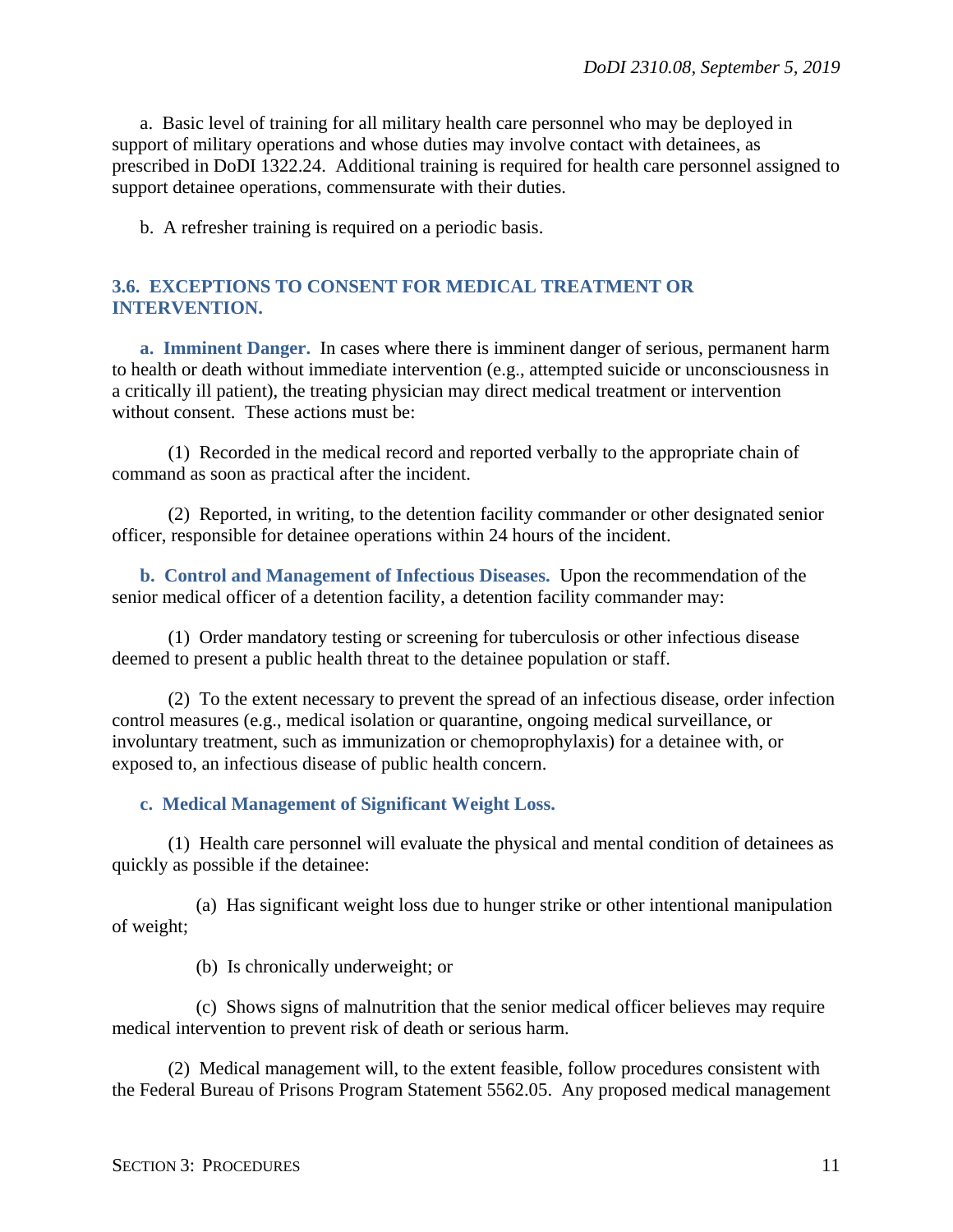a. Basic level of training for all military health care personnel who may be deployed in support of military operations and whose duties may involve contact with detainees, as prescribed in DoDI 1322.24. Additional training is required for health care personnel assigned to support detainee operations, commensurate with their duties.

b. A refresher training is required on a periodic basis.

## 3.6. EXCEPTIONS TO CONSENT FOR MEDICAL TREATMENT OR INTERVENTION.

**a. Imminent Danger.** In cases where there is imminent danger of serious, permanent harm to health or death without immediate intervention (e.g., attempted suicide or unconsciousness in a critically ill patient), the treating physician may direct medical treatment or intervention without consent. These actions must be:

(1) Recorded in the medical record and reported verbally to the appropriate chain of command as soon as practical after the incident.

(2) Reported, in writing, to the detention facility commander or other designated senior officer, responsible for detainee operations within 24 hours of the incident.

**b. Control and Management of Infectious Diseases.** Upon the recommendation of the senior medical officer of a detention facility, a detention facility commander may:

(1) Order mandatory testing or screening for tuberculosis or other infectious disease deemed to present a public health threat to the detainee population or staff.

(2) To the extent necessary to prevent the spread of an infectious disease, order infection control measures (e.g., medical isolation or quarantine, ongoing medical surveillance, or involuntary treatment, such as immunization or chemoprophylaxis) for a detainee with, or exposed to, an infectious disease of public health concern.

**c. Medical Management of Significant Weight Loss.**

(1) Health care personnel will evaluate the physical and mental condition of detainees as quickly as possible if the detainee:

(a) Has significant weight loss due to hunger strike or other intentional manipulation of weight;

(b) Is chronically underweight; or

(c) Shows signs of malnutrition that the senior medical officer believes may require medical intervention to prevent risk of death or serious harm.

(2) Medical management will, to the extent feasible, follow procedures consistent with the Federal Bureau of Prisons Program Statement 5562.05. Any proposed medical management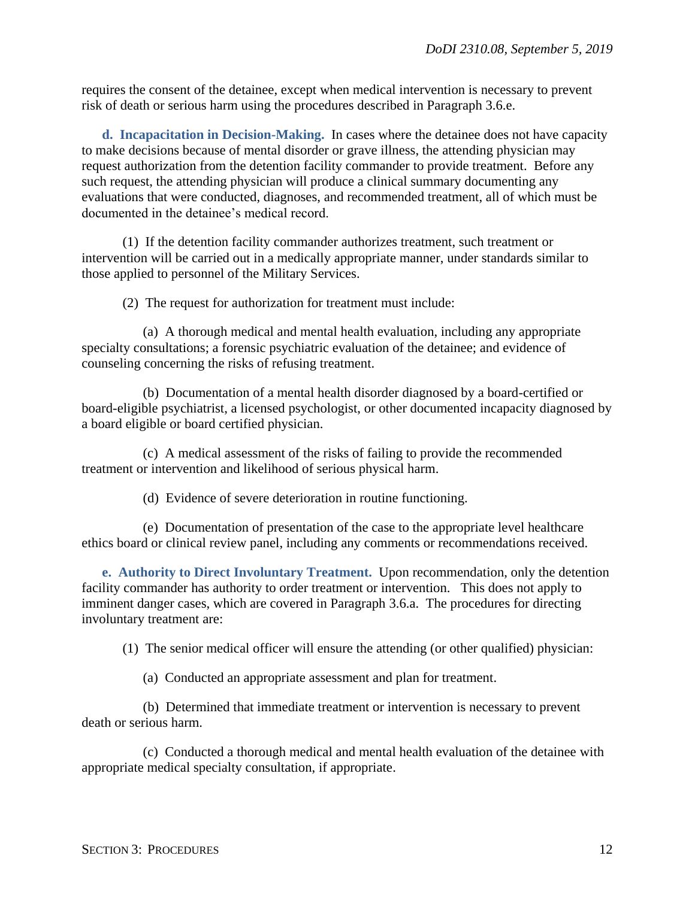requires the consent of the detainee, except when medical intervention is necessary to prevent risk of death or serious harm using the procedures described in Paragraph 3.6.e.

**d. Incapacitation in Decision-Making.** In cases where the detainee does not have capacity to make decisions because of mental disorder or grave illness, the attending physician may request authorization from the detention facility commander to provide treatment. Before any such request, the attending physician will produce a clinical summary documenting any evaluations that were conducted, diagnoses, and recommended treatment, all of which must be documented in the detainee's medical record.

(1) If the detention facility commander authorizes treatment, such treatment or intervention will be carried out in a medically appropriate manner, under standards similar to those applied to personnel of the Military Services.

(2) The request for authorization for treatment must include:

(a) A thorough medical and mental health evaluation, including any appropriate specialty consultations; a forensic psychiatric evaluation of the detainee; and evidence of counseling concerning the risks of refusing treatment.

(b) Documentation of a mental health disorder diagnosed by a board-certified or board-eligible psychiatrist, a licensed psychologist, or other documented incapacity diagnosed by a board eligible or board certified physician.

(c) A medical assessment of the risks of failing to provide the recommended treatment or intervention and likelihood of serious physical harm.

(d) Evidence of severe deterioration in routine functioning.

(e) Documentation of presentation of the case to the appropriate level healthcare ethics board or clinical review panel, including any comments or recommendations received.

**e. Authority to Direct Involuntary Treatment.** Upon recommendation, only the detention facility commander has authority to order treatment or intervention. This does not apply to imminent danger cases, which are covered in Paragraph 3.6.a. The procedures for directing involuntary treatment are:

(1) The senior medical officer will ensure the attending (or other qualified) physician:

(a) Conducted an appropriate assessment and plan for treatment.

(b) Determined that immediate treatment or intervention is necessary to prevent death or serious harm.

(c) Conducted a thorough medical and mental health evaluation of the detainee with appropriate medical specialty consultation, if appropriate.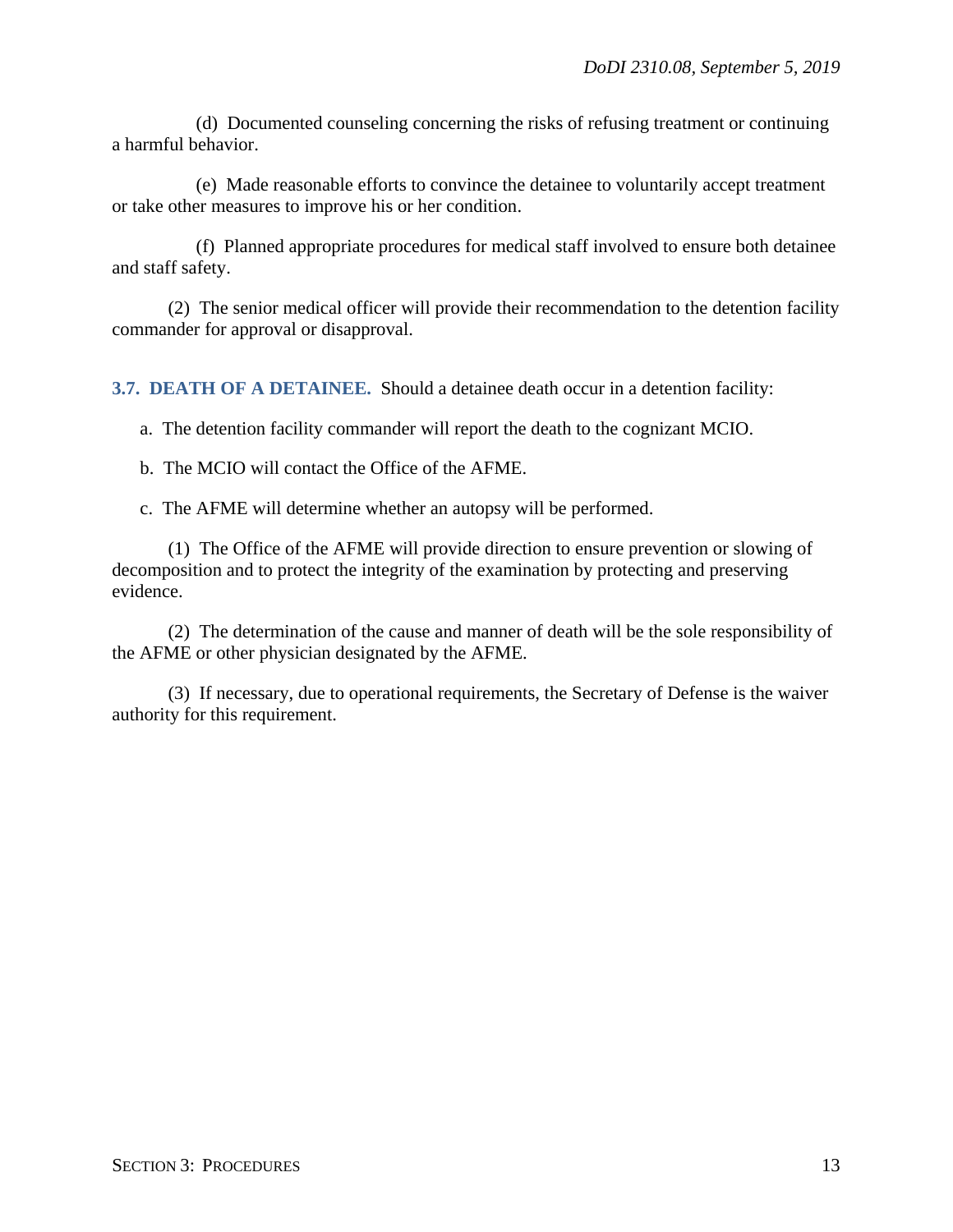(d) Documented counseling concerning the risks of refusing treatment or continuing a harmful behavior.

(e) Made reasonable efforts to convince the detainee to voluntarily accept treatment or take other measures to improve his or her condition.

(f) Planned appropriate procedures for medical staff involved to ensure both detainee and staff safety.

(2) The senior medical officer will provide their recommendation to the detention facility commander for approval or disapproval.

**3.7. DEATH OF A DETAINEE.** Should a detainee death occur in a detention facility:

a. The detention facility commander will report the death to the cognizant MCIO.

b. The MCIO will contact the Office of the AFME.

c. The AFME will determine whether an autopsy will be performed.

(1) The Office of the AFME will provide direction to ensure prevention or slowing of decomposition and to protect the integrity of the examination by protecting and preserving evidence.

(2) The determination of the cause and manner of death will be the sole responsibility of the AFME or other physician designated by the AFME.

(3) If necessary, due to operational requirements, the Secretary of Defense is the waiver authority for this requirement.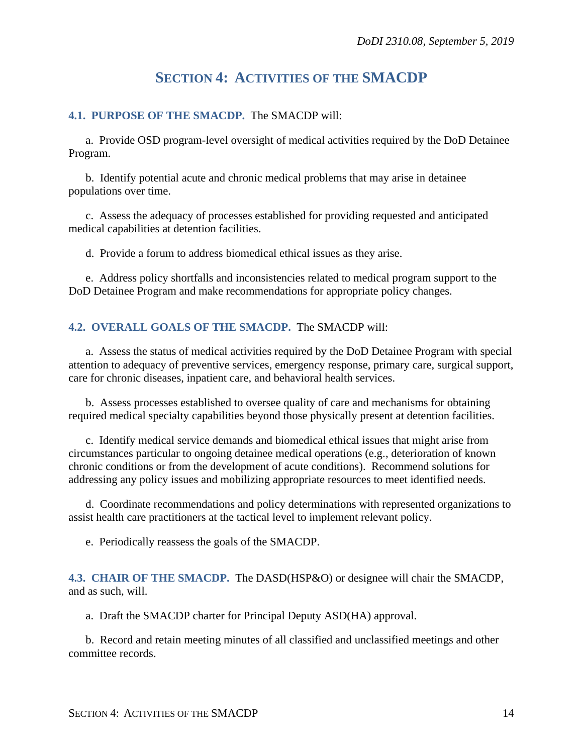# SECTION 4: ACTIVITIES OF THE SMACDP

**4.1. PURPOSE OF THE SMACDP.** The SMACDP will:

a. Provide OSD program-level oversight of medical activities required by the DoD Detainee Program.

b. Identify potential acute and chronic medical problems that may arise in detainee populations over time.

c. Assess the adequacy of processes established for providing requested and anticipated medical capabilities at detention facilities.

d. Provide a forum to address biomedical ethical issues as they arise.

e. Address policy shortfalls and inconsistencies related to medical program support to the DoD Detainee Program and make recommendations for appropriate policy changes.

**4.2. OVERALL GOALS OF THE SMACDP.** The SMACDP will:

a. Assess the status of medical activities required by the DoD Detainee Program with special attention to adequacy of preventive services, emergency response, primary care, surgical support, care for chronic diseases, inpatient care, and behavioral health services.

b. Assess processes established to oversee quality of care and mechanisms for obtaining required medical specialty capabilities beyond those physically present at detention facilities.

c. Identify medical service demands and biomedical ethical issues that might arise from circumstances particular to ongoing detainee medical operations (e.g., deterioration of known chronic conditions or from the development of acute conditions). Recommend solutions for addressing any policy issues and mobilizing appropriate resources to meet identified needs.

d. Coordinate recommendations and policy determinations with represented organizations to assist health care practitioners at the tactical level to implement relevant policy.

e. Periodically reassess the goals of the SMACDP.

**4.3. CHAIR OF THE SMACDP.** The DASD(HSP&O) or designee will chair the SMACDP, and as such, will.

a. Draft the SMACDP charter for Principal Deputy ASD(HA) approval.

b. Record and retain meeting minutes of all classified and unclassified meetings and other committee records.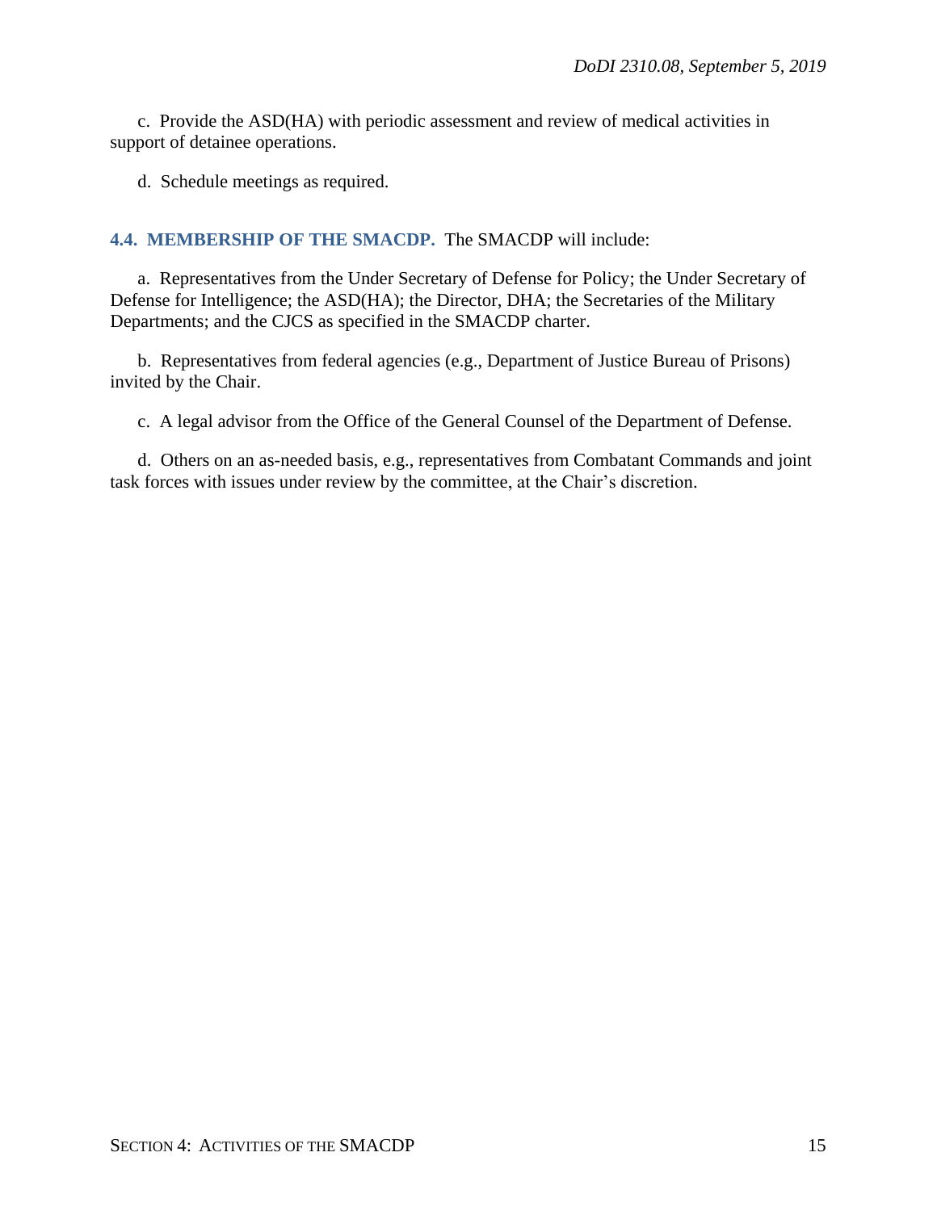c. Provide the ASD(HA) with periodic assessment and review of medical activities in support of detainee operations.

d. Schedule meetings as required.

## 4.4. MEMBERSHIP OF THE SMACDP.

The SMACDP will include:

a. Representatives from the Under Secretary of Defense for Policy; the Under Secretary of Defense for Intelligence; the ASD(HA); the Director, DHA; the Secretaries of the Military Departments; and the CJCS as specified in the SMACDP charter.

b. Representatives from federal agencies (e.g., Department of Justice Bureau of Prisons) invited by the Chair.

c. A legal advisor from the Office of the General Counsel of the Department of Defense.

d. Others on an as-needed basis, e.g., representatives from Combatant Commands and joint task forces with issues under review by the committee, at the Chair's discretion.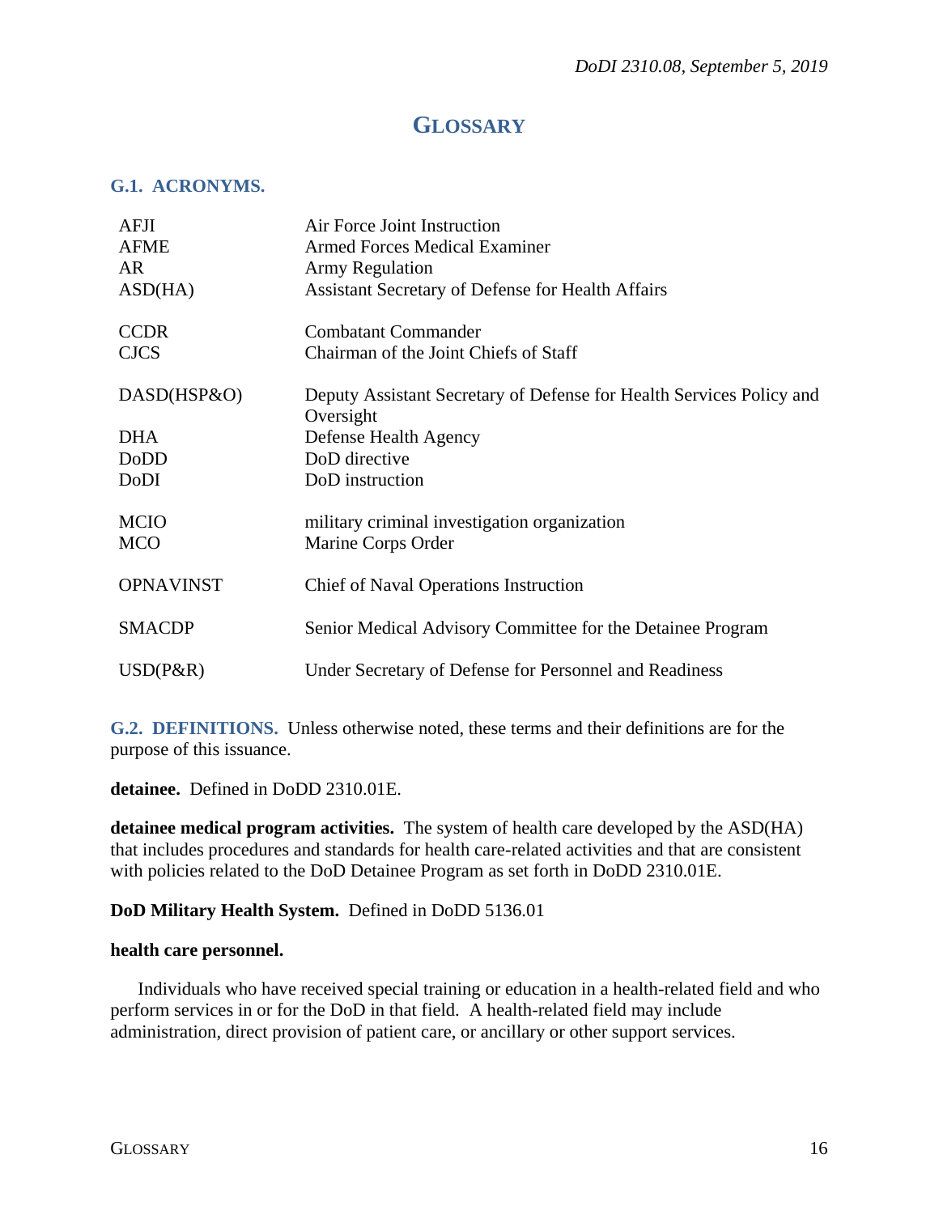# GLOSSARY

## G.1. ACRONYMS.

| | |
|---|---|
| AFJI | Air Force Joint Instruction |
| AFME | Armed Forces Medical Examiner |
| AR | Army Regulation |
| ASD(HA) | Assistant Secretary of Defense for Health Affairs |
| CCDR | Combatant Commander |
| CJCS | Chairman of the Joint Chiefs of Staff |
| DASD(HSP&O) | Deputy Assistant Secretary of Defense for Health Services Policy and Oversight |
| DHA | Defense Health Agency |
| DoDD | DoD directive |
| DoDI | DoD instruction |
| MCIO | military criminal investigation organization |
| MCO | Marine Corps Order |
| OPNAVINST | Chief of Naval Operations Instruction |
| SMACDP | Senior Medical Advisory Committee for the Detainee Program |
| USD(P&R) | Under Secretary of Defense for Personnel and Readiness |

## G.2. DEFINITIONS.

Unless otherwise noted, these terms and their definitions are for the purpose of this issuance.

**detainee.** Defined in DoDD 2310.01E.

**detainee medical program activities.** The system of health care developed by the ASD(HA) that includes procedures and standards for health care-related activities and that are consistent with policies related to the DoD Detainee Program as set forth in DoDD 2310.01E.

**DoD Military Health System.** Defined in DoDD 5136.01

**health care personnel.**

Individuals who have received special training or education in a health-related field and who perform services in or for the DoD in that field. A health-related field may include administration, direct provision of patient care, or ancillary or other support services.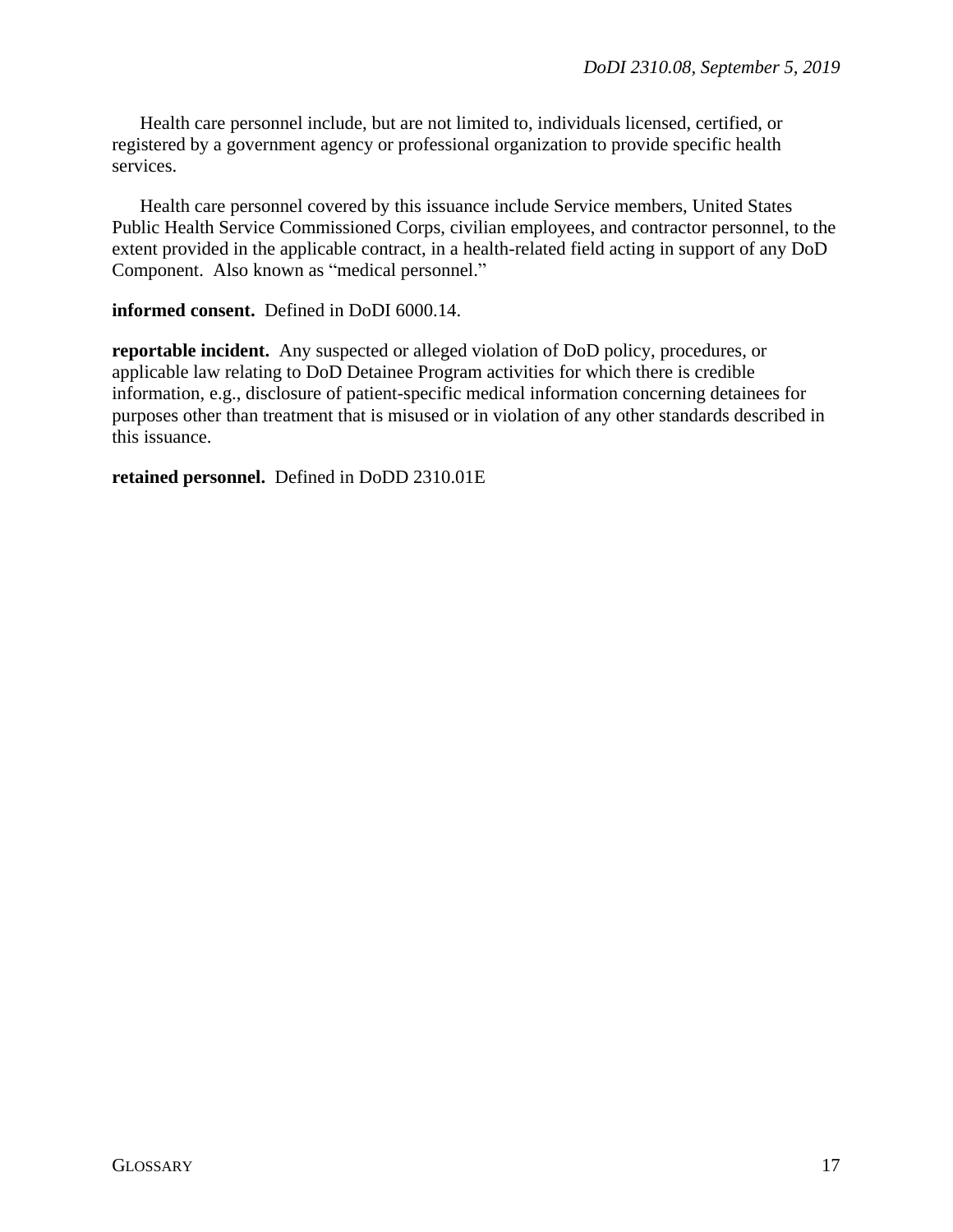Health care personnel include, but are not limited to, individuals licensed, certified, or registered by a government agency or professional organization to provide specific health services.

Health care personnel covered by this issuance include Service members, United States Public Health Service Commissioned Corps, civilian employees, and contractor personnel, to the extent provided in the applicable contract, in a health-related field acting in support of any DoD Component. Also known as "medical personnel."

**informed consent.** Defined in DoDI 6000.14.

**reportable incident.** Any suspected or alleged violation of DoD policy, procedures, or applicable law relating to DoD Detainee Program activities for which there is credible information, e.g., disclosure of patient-specific medical information concerning detainees for purposes other than treatment that is misused or in violation of any other standards described in this issuance.

**retained personnel.** Defined in DoDD 2310.01E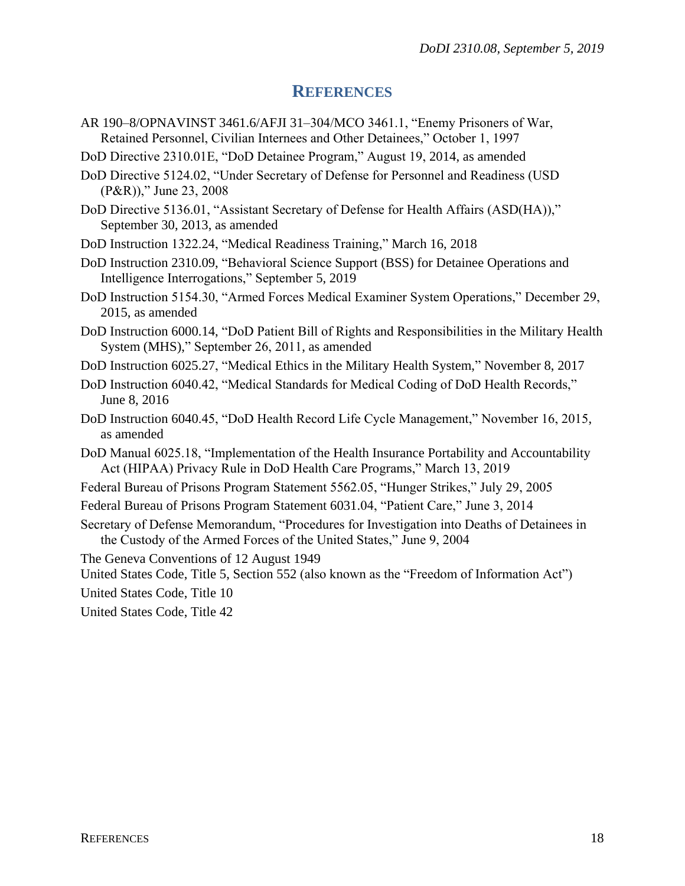## REFERENCES

AR 190–8/OPNAVINST 3461.6/AFJI 31–304/MCO 3461.1, "Enemy Prisoners of War, Retained Personnel, Civilian Internees and Other Detainees," October 1, 1997

DoD Directive 2310.01E, "DoD Detainee Program," August 19, 2014, as amended

DoD Directive 5124.02, "Under Secretary of Defense for Personnel and Readiness (USD (P&R))," June 23, 2008

DoD Directive 5136.01, "Assistant Secretary of Defense for Health Affairs (ASD(HA))," September 30, 2013, as amended

DoD Instruction 1322.24, "Medical Readiness Training," March 16, 2018

DoD Instruction 2310.09, "Behavioral Science Support (BSS) for Detainee Operations and Intelligence Interrogations," September 5, 2019

DoD Instruction 5154.30, "Armed Forces Medical Examiner System Operations," December 29, 2015, as amended

DoD Instruction 6000.14, "DoD Patient Bill of Rights and Responsibilities in the Military Health System (MHS)," September 26, 2011, as amended

DoD Instruction 6025.27, "Medical Ethics in the Military Health System," November 8, 2017

DoD Instruction 6040.42, "Medical Standards for Medical Coding of DoD Health Records," June 8, 2016

DoD Instruction 6040.45, "DoD Health Record Life Cycle Management," November 16, 2015, as amended

DoD Manual 6025.18, "Implementation of the Health Insurance Portability and Accountability Act (HIPAA) Privacy Rule in DoD Health Care Programs," March 13, 2019

Federal Bureau of Prisons Program Statement 5562.05, "Hunger Strikes," July 29, 2005

Federal Bureau of Prisons Program Statement 6031.04, "Patient Care," June 3, 2014

Secretary of Defense Memorandum, "Procedures for Investigation into Deaths of Detainees in the Custody of the Armed Forces of the United States," June 9, 2004

The Geneva Conventions of 12 August 1949

United States Code, Title 5, Section 552 (also known as the "Freedom of Information Act")

United States Code, Title 10

United States Code, Title 42